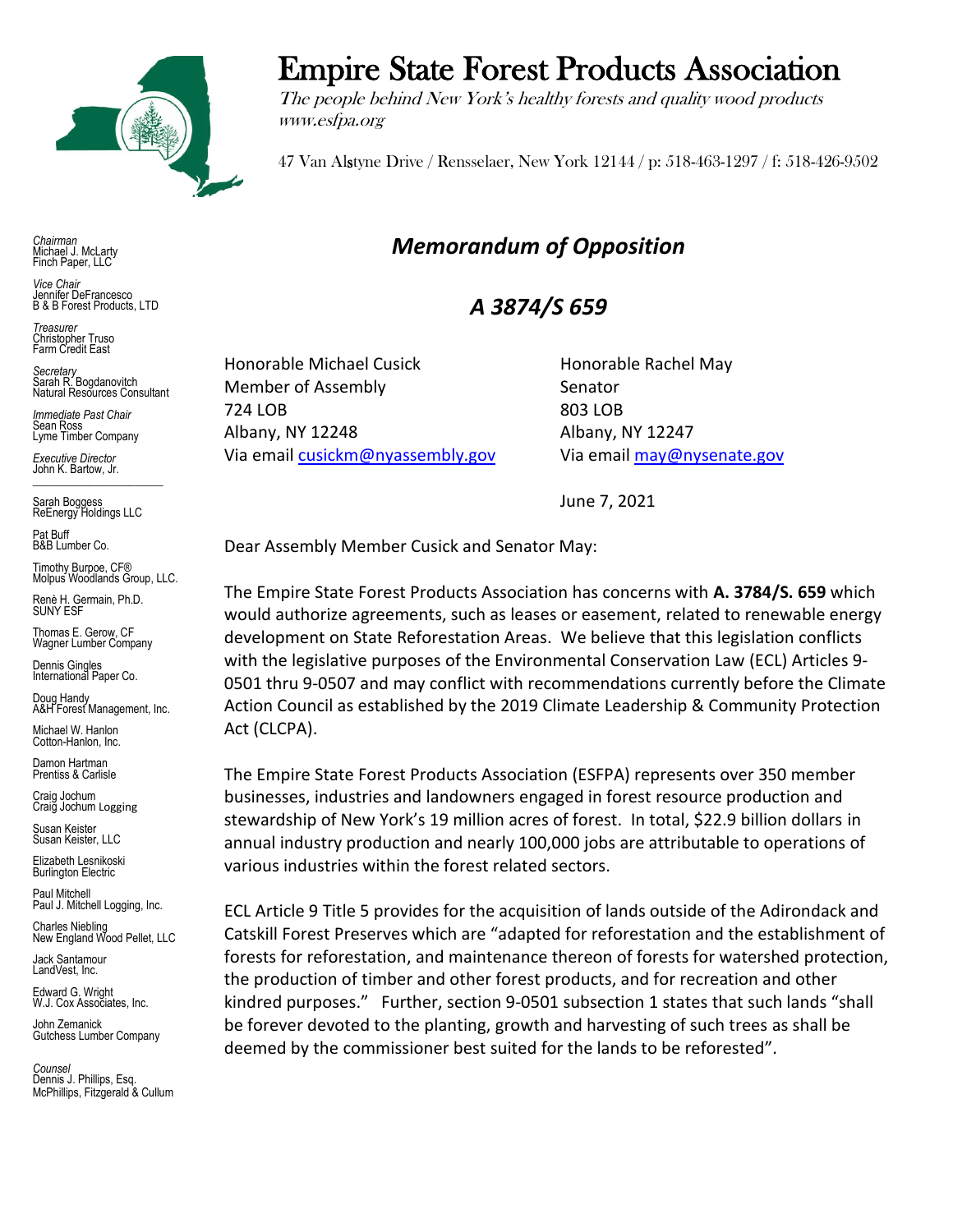# Empire State Forest Products Association

*The people behind New York's healthy forests and quality wood products*
*www.esfpa.org*

47 Van Alstyne Drive / Rensselaer, New York 12144 / p: 518-463-1297 / f: 518-426-9502

*Chairman*
Michael J. McLarty
Finch Paper, LLC

*Vice Chair*
Jennifer DeFrancesco
B & B Forest Products, LTD

*Treasurer*
Christopher Truso
Farm Credit East

*Secretary*
Sarah R. Bogdanovitch
Natural Resources Consultant

*Immediate Past Chair*
Sean Ross
Lyme Timber Company

*Executive Director*
John K. Bartow, Jr.

Sarah Boggess
ReEnergy Holdings LLC

Pat Buff
B&B Lumber Co.

Timothy Burpoe, CF®
Molpus Woodlands Group, LLC.

Renè H. Germain, Ph.D.
SUNY ESF

Thomas E. Gerow, CF
Wagner Lumber Company

Dennis Gingles
International Paper Co.

Doug Handy
A&H Forest Management, Inc.

Michael W. Hanlon
Cotton-Hanlon, Inc.

Damon Hartman
Prentiss & Carlisle

Craig Jochum
Craig Jochum Logging

Susan Keister
Susan Keister, LLC

Elizabeth Lesnikoski
Burlington Electric

Paul Mitchell
Paul J. Mitchell Logging, Inc.

Charles Niebling
New England Wood Pellet, LLC

Jack Santamour
LandVest, Inc.

Edward G. Wright
W.J. Cox Associates, Inc.

John Zemanick
Gutchess Lumber Company

*Counsel*
Dennis J. Phillips, Esq.
McPhillips, Fitzgerald & Cullum

## *Memorandum of Opposition*

## *A 3874/S 659*

Honorable Michael Cusick
Member of Assembly
724 LOB
Albany, NY 12248
Via email cusickm@nyassembly.gov

Honorable Rachel May
Senator
803 LOB
Albany, NY 12247
Via email may@nysenate.gov

June 7, 2021

Dear Assembly Member Cusick and Senator May:

The Empire State Forest Products Association has concerns with **A. 3784/S. 659** which would authorize agreements, such as leases or easement, related to renewable energy development on State Reforestation Areas. We believe that this legislation conflicts with the legislative purposes of the Environmental Conservation Law (ECL) Articles 9-0501 thru 9-0507 and may conflict with recommendations currently before the Climate Action Council as established by the 2019 Climate Leadership & Community Protection Act (CLCPA).

The Empire State Forest Products Association (ESFPA) represents over 350 member businesses, industries and landowners engaged in forest resource production and stewardship of New York's 19 million acres of forest. In total, $22.9 billion dollars in annual industry production and nearly 100,000 jobs are attributable to operations of various industries within the forest related sectors.

ECL Article 9 Title 5 provides for the acquisition of lands outside of the Adirondack and Catskill Forest Preserves which are "adapted for reforestation and the establishment of forests for reforestation, and maintenance thereon of forests for watershed protection, the production of timber and other forest products, and for recreation and other kindred purposes." Further, section 9-0501 subsection 1 states that such lands "shall be forever devoted to the planting, growth and harvesting of such trees as shall be deemed by the commissioner best suited for the lands to be reforested".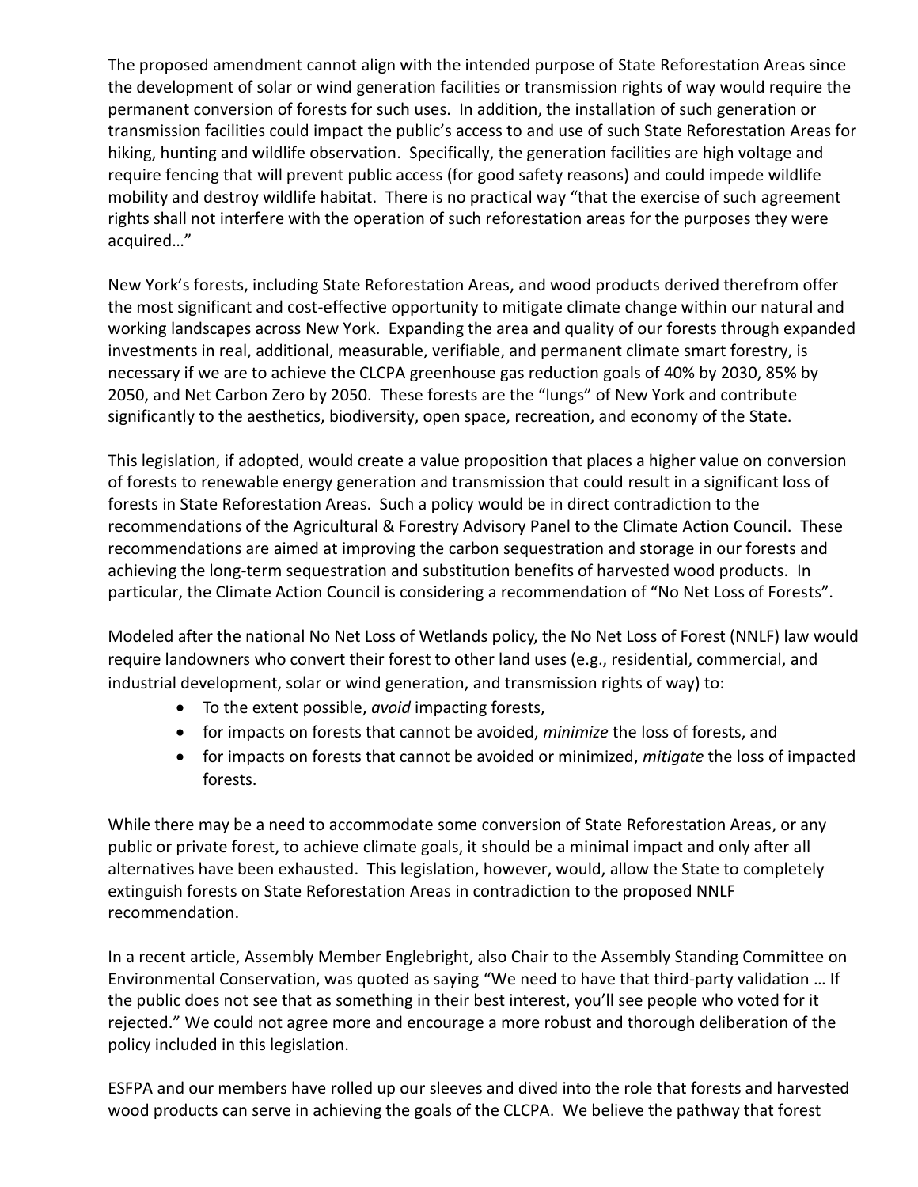The proposed amendment cannot align with the intended purpose of State Reforestation Areas since the development of solar or wind generation facilities or transmission rights of way would require the permanent conversion of forests for such uses. In addition, the installation of such generation or transmission facilities could impact the public's access to and use of such State Reforestation Areas for hiking, hunting and wildlife observation. Specifically, the generation facilities are high voltage and require fencing that will prevent public access (for good safety reasons) and could impede wildlife mobility and destroy wildlife habitat. There is no practical way "that the exercise of such agreement rights shall not interfere with the operation of such reforestation areas for the purposes they were acquired…"

New York's forests, including State Reforestation Areas, and wood products derived therefrom offer the most significant and cost-effective opportunity to mitigate climate change within our natural and working landscapes across New York. Expanding the area and quality of our forests through expanded investments in real, additional, measurable, verifiable, and permanent climate smart forestry, is necessary if we are to achieve the CLCPA greenhouse gas reduction goals of 40% by 2030, 85% by 2050, and Net Carbon Zero by 2050. These forests are the "lungs" of New York and contribute significantly to the aesthetics, biodiversity, open space, recreation, and economy of the State.

This legislation, if adopted, would create a value proposition that places a higher value on conversion of forests to renewable energy generation and transmission that could result in a significant loss of forests in State Reforestation Areas. Such a policy would be in direct contradiction to the recommendations of the Agricultural & Forestry Advisory Panel to the Climate Action Council. These recommendations are aimed at improving the carbon sequestration and storage in our forests and achieving the long-term sequestration and substitution benefits of harvested wood products. In particular, the Climate Action Council is considering a recommendation of "No Net Loss of Forests".

Modeled after the national No Net Loss of Wetlands policy, the No Net Loss of Forest (NNLF) law would require landowners who convert their forest to other land uses (e.g., residential, commercial, and industrial development, solar or wind generation, and transmission rights of way) to:

- To the extent possible, *avoid* impacting forests,
- for impacts on forests that cannot be avoided, *minimize* the loss of forests, and
- for impacts on forests that cannot be avoided or minimized, *mitigate* the loss of impacted forests.

While there may be a need to accommodate some conversion of State Reforestation Areas, or any public or private forest, to achieve climate goals, it should be a minimal impact and only after all alternatives have been exhausted. This legislation, however, would, allow the State to completely extinguish forests on State Reforestation Areas in contradiction to the proposed NNLF recommendation.

In a recent article, Assembly Member Englebright, also Chair to the Assembly Standing Committee on Environmental Conservation, was quoted as saying "We need to have that third-party validation … If the public does not see that as something in their best interest, you'll see people who voted for it rejected." We could not agree more and encourage a more robust and thorough deliberation of the policy included in this legislation.

ESFPA and our members have rolled up our sleeves and dived into the role that forests and harvested wood products can serve in achieving the goals of the CLCPA. We believe the pathway that forest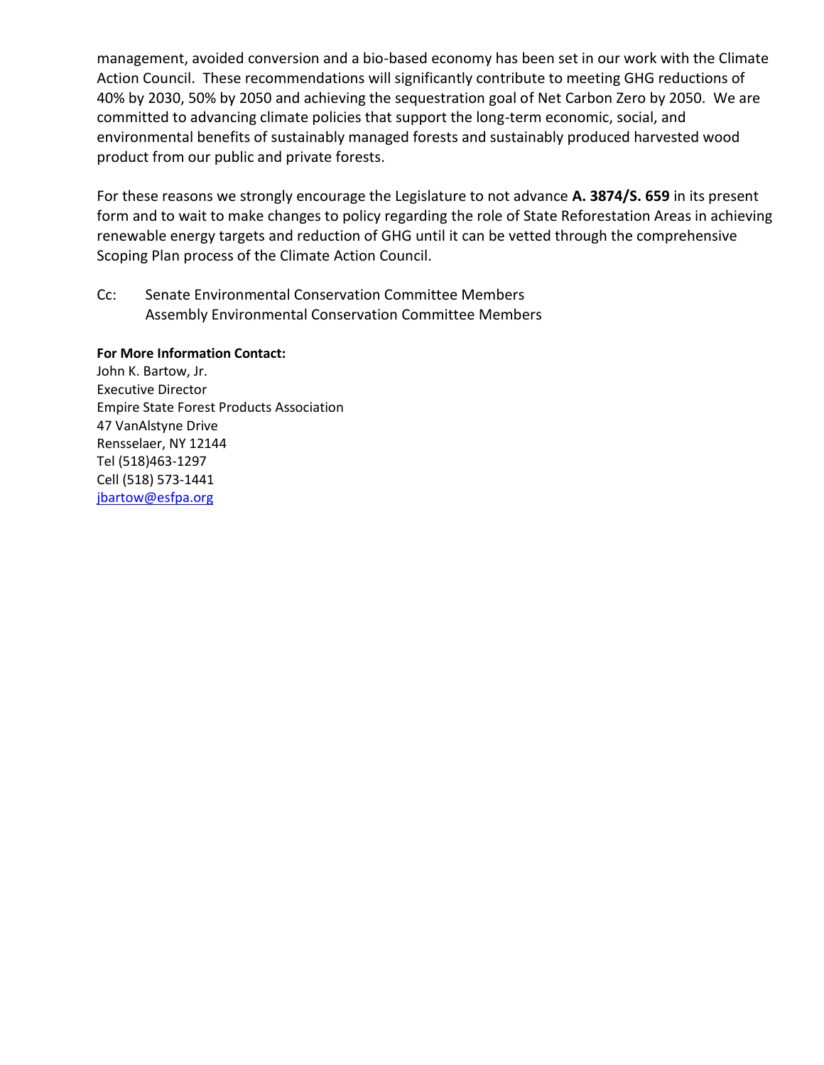management, avoided conversion and a bio-based economy has been set in our work with the Climate Action Council. These recommendations will significantly contribute to meeting GHG reductions of 40% by 2030, 50% by 2050 and achieving the sequestration goal of Net Carbon Zero by 2050. We are committed to advancing climate policies that support the long-term economic, social, and environmental benefits of sustainably managed forests and sustainably produced harvested wood product from our public and private forests.

For these reasons we strongly encourage the Legislature to not advance **A. 3874/S. 659** in its present form and to wait to make changes to policy regarding the role of State Reforestation Areas in achieving renewable energy targets and reduction of GHG until it can be vetted through the comprehensive Scoping Plan process of the Climate Action Council.

Cc: Senate Environmental Conservation Committee Members
Assembly Environmental Conservation Committee Members

**For More Information Contact:**
John K. Bartow, Jr.
Executive Director
Empire State Forest Products Association
47 VanAlstyne Drive
Rensselaer, NY 12144
Tel (518)463-1297
Cell (518) 573-1441
jbartow@esfpa.org